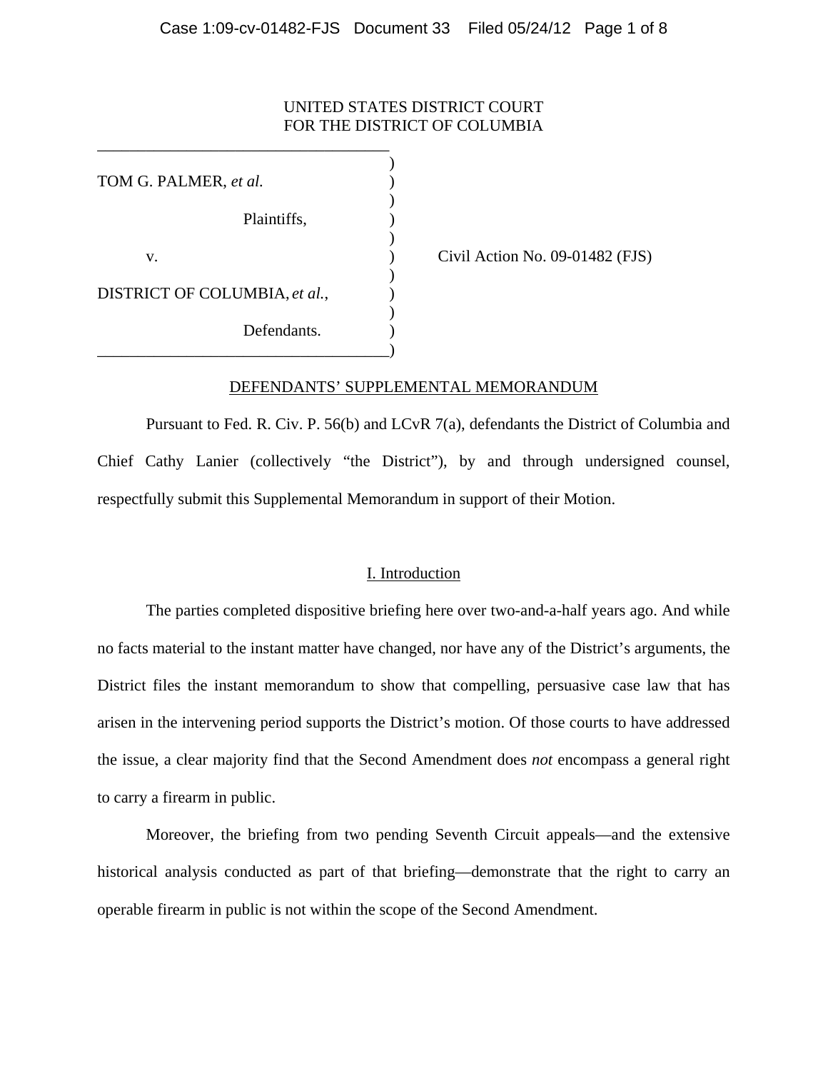UNITED STATES DISTRICT COURT
FOR THE DISTRICT OF COLUMBIA

| | |
|---|---|
| TOM G. PALMER, *et al.* | |
| Plaintiffs, | |
| v. | Civil Action No. 09-01482 (FJS) |
| DISTRICT OF COLUMBIA, *et al.*, | |
| Defendants. | |

## DEFENDANTS' SUPPLEMENTAL MEMORANDUM

Pursuant to Fed. R. Civ. P. 56(b) and LCvR 7(a), defendants the District of Columbia and Chief Cathy Lanier (collectively "the District"), by and through undersigned counsel, respectfully submit this Supplemental Memorandum in support of their Motion.

### I. Introduction

The parties completed dispositive briefing here over two-and-a-half years ago. And while no facts material to the instant matter have changed, nor have any of the District's arguments, the District files the instant memorandum to show that compelling, persuasive case law that has arisen in the intervening period supports the District's motion. Of those courts to have addressed the issue, a clear majority find that the Second Amendment does *not* encompass a general right to carry a firearm in public.

Moreover, the briefing from two pending Seventh Circuit appeals—and the extensive historical analysis conducted as part of that briefing—demonstrate that the right to carry an operable firearm in public is not within the scope of the Second Amendment.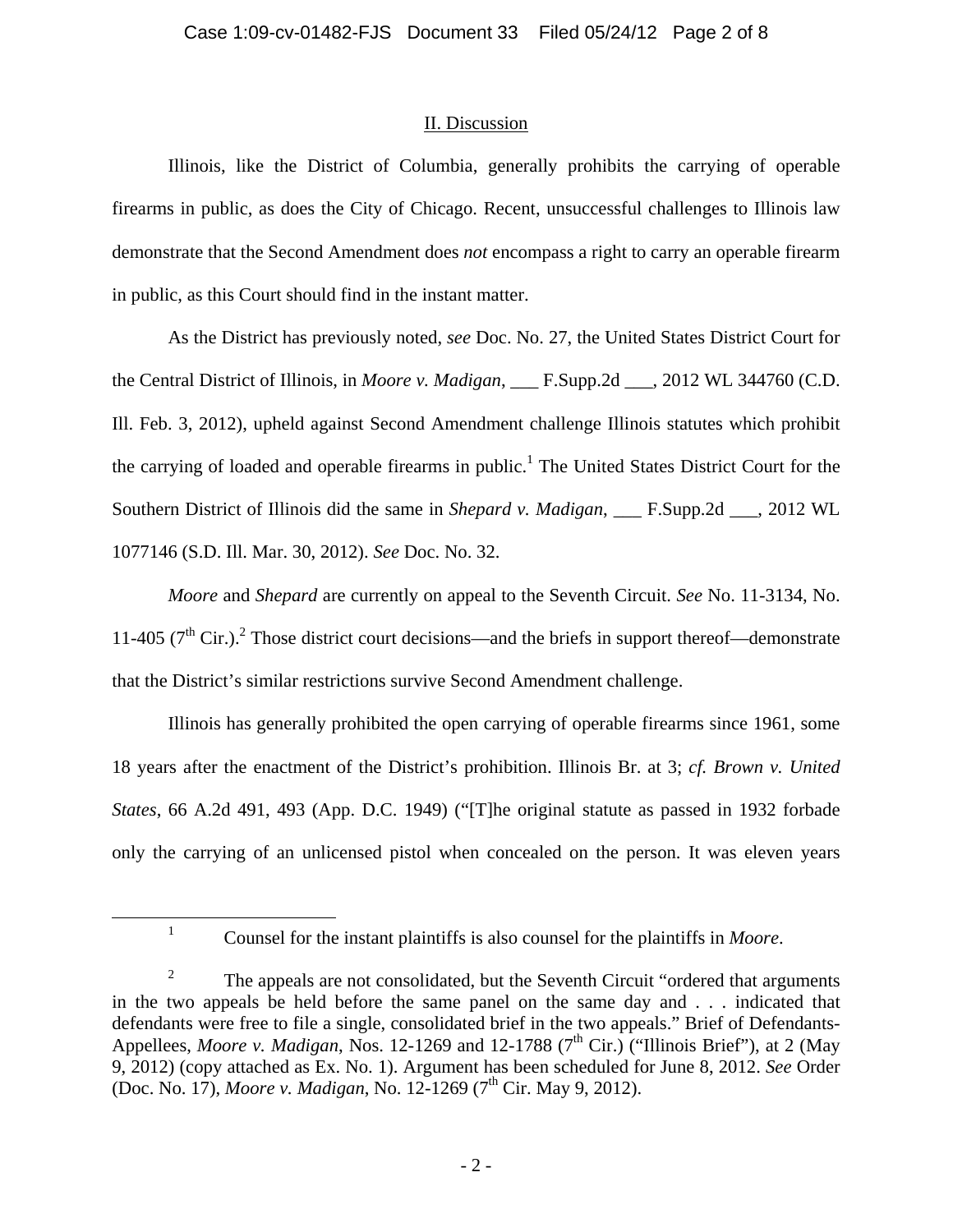## II. Discussion

Illinois, like the District of Columbia, generally prohibits the carrying of operable firearms in public, as does the City of Chicago. Recent, unsuccessful challenges to Illinois law demonstrate that the Second Amendment does *not* encompass a right to carry an operable firearm in public, as this Court should find in the instant matter.

As the District has previously noted, *see* Doc. No. 27, the United States District Court for the Central District of Illinois, in *Moore v. Madigan*, ___ F.Supp.2d ___, 2012 WL 344760 (C.D. Ill. Feb. 3, 2012), upheld against Second Amendment challenge Illinois statutes which prohibit the carrying of loaded and operable firearms in public.[1] The United States District Court for the Southern District of Illinois did the same in *Shepard v. Madigan*, ___ F.Supp.2d ___, 2012 WL 1077146 (S.D. Ill. Mar. 30, 2012). *See* Doc. No. 32.

*Moore* and *Shepard* are currently on appeal to the Seventh Circuit. *See* No. 11-3134, No. 11-405 (7th Cir.).[2] Those district court decisions—and the briefs in support thereof—demonstrate that the District's similar restrictions survive Second Amendment challenge.

Illinois has generally prohibited the open carrying of operable firearms since 1961, some 18 years after the enactment of the District's prohibition. Illinois Br. at 3; *cf. Brown v. United States*, 66 A.2d 491, 493 (App. D.C. 1949) ("[T]he original statute as passed in 1932 forbade only the carrying of an unlicensed pistol when concealed on the person. It was eleven years

---

[1] Counsel for the instant plaintiffs is also counsel for the plaintiffs in *Moore*.

[2] The appeals are not consolidated, but the Seventh Circuit "ordered that arguments in the two appeals be held before the same panel on the same day and . . . indicated that defendants were free to file a single, consolidated brief in the two appeals." Brief of Defendants-Appellees, *Moore v. Madigan*, Nos. 12-1269 and 12-1788 (7th Cir.) ("Illinois Brief"), at 2 (May 9, 2012) (copy attached as Ex. No. 1). Argument has been scheduled for June 8, 2012. *See* Order (Doc. No. 17), *Moore v. Madigan*, No. 12-1269 (7th Cir. May 9, 2012).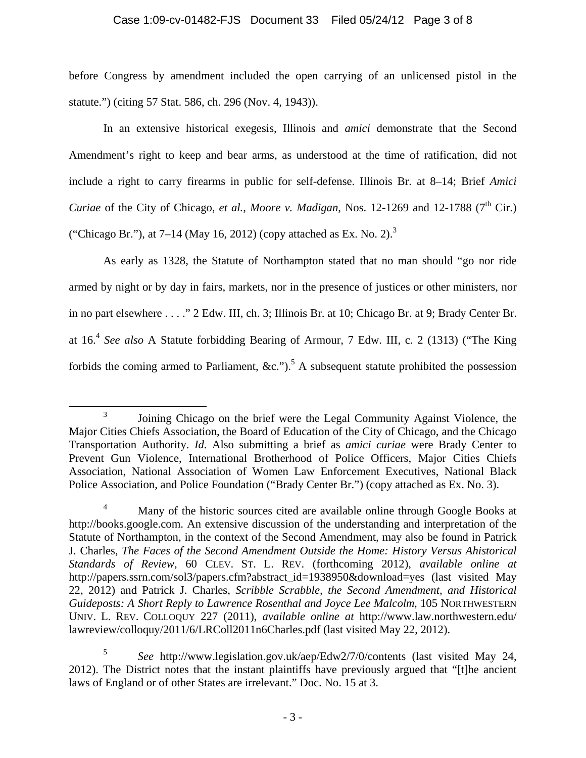before Congress by amendment included the open carrying of an unlicensed pistol in the statute.") (citing 57 Stat. 586, ch. 296 (Nov. 4, 1943)).

In an extensive historical exegesis, Illinois and *amici* demonstrate that the Second Amendment's right to keep and bear arms, as understood at the time of ratification, did not include a right to carry firearms in public for self-defense. Illinois Br. at 8–14; Brief *Amici Curiae* of the City of Chicago, *et al.*, *Moore v. Madigan*, Nos. 12-1269 and 12-1788 (7th Cir.) ("Chicago Br."), at 7–14 (May 16, 2012) (copy attached as Ex. No. 2).[3]

As early as 1328, the Statute of Northampton stated that no man should "go nor ride armed by night or by day in fairs, markets, nor in the presence of justices or other ministers, nor in no part elsewhere . . . ." 2 Edw. III, ch. 3; Illinois Br. at 10; Chicago Br. at 9; Brady Center Br. at 16.[4] *See also* A Statute forbidding Bearing of Armour, 7 Edw. III, c. 2 (1313) ("The King forbids the coming armed to Parliament, &c.").[5] A subsequent statute prohibited the possession

---

[3] Joining Chicago on the brief were the Legal Community Against Violence, the Major Cities Chiefs Association, the Board of Education of the City of Chicago, and the Chicago Transportation Authority. *Id*. Also submitting a brief as *amici curiae* were Brady Center to Prevent Gun Violence, International Brotherhood of Police Officers, Major Cities Chiefs Association, National Association of Women Law Enforcement Executives, National Black Police Association, and Police Foundation ("Brady Center Br.") (copy attached as Ex. No. 3).

[4] Many of the historic sources cited are available online through Google Books at http://books.google.com. An extensive discussion of the understanding and interpretation of the Statute of Northampton, in the context of the Second Amendment, may also be found in Patrick J. Charles, *The Faces of the Second Amendment Outside the Home: History Versus Ahistorical Standards of Review*, 60 CLEV. ST. L. REV. (forthcoming 2012), *available online at* http://papers.ssrn.com/sol3/papers.cfm?abstract_id=1938950&download=yes (last visited May 22, 2012) and Patrick J. Charles, *Scribble Scrabble, the Second Amendment, and Historical Guideposts: A Short Reply to Lawrence Rosenthal and Joyce Lee Malcolm*, 105 NORTHWESTERN UNIV. L. REV. COLLOQUY 227 (2011), *available online at* http://www.law.northwestern.edu/lawreview/colloquy/2011/6/LRColl2011n6Charles.pdf (last visited May 22, 2012).

[5] *See* http://www.legislation.gov.uk/aep/Edw2/7/0/contents (last visited May 24, 2012). The District notes that the instant plaintiffs have previously argued that "[t]he ancient laws of England or of other States are irrelevant." Doc. No. 15 at 3.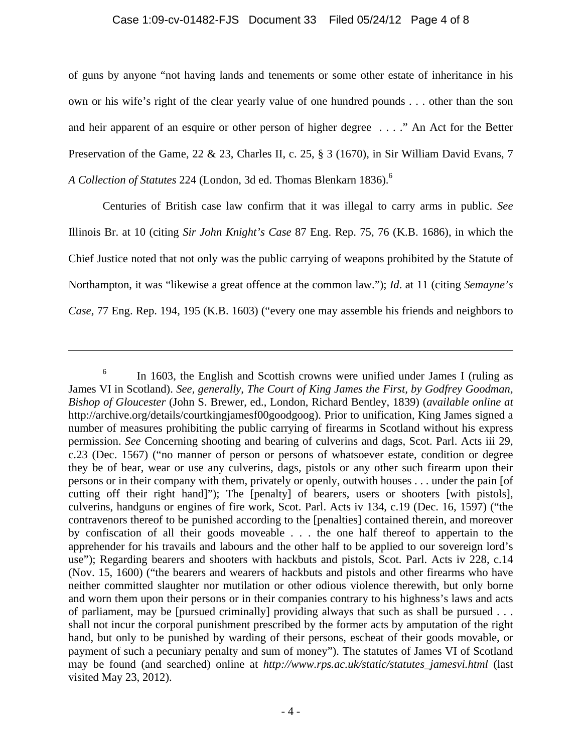of guns by anyone "not having lands and tenements or some other estate of inheritance in his own or his wife's right of the clear yearly value of one hundred pounds . . . other than the son and heir apparent of an esquire or other person of higher degree . . . ." An Act for the Better Preservation of the Game, 22 & 23, Charles II, c. 25, § 3 (1670), in Sir William David Evans, 7 *A Collection of Statutes* 224 (London, 3d ed. Thomas Blenkarn 1836).[6]

Centuries of British case law confirm that it was illegal to carry arms in public. *See* Illinois Br. at 10 (citing *Sir John Knight's Case* 87 Eng. Rep. 75, 76 (K.B. 1686), in which the Chief Justice noted that not only was the public carrying of weapons prohibited by the Statute of Northampton, it was "likewise a great offence at the common law."); *Id*. at 11 (citing *Semayne's Case*, 77 Eng. Rep. 194, 195 (K.B. 1603) ("every one may assemble his friends and neighbors to

---

[6] In 1603, the English and Scottish crowns were unified under James I (ruling as James VI in Scotland). *See, generally, The Court of King James the First, by Godfrey Goodman, Bishop of Gloucester* (John S. Brewer, ed., London, Richard Bentley, 1839) (*available online at* http://archive.org/details/courtkingjamesf00goodgoog). Prior to unification, King James signed a number of measures prohibiting the public carrying of firearms in Scotland without his express permission. *See* Concerning shooting and bearing of culverins and dags, Scot. Parl. Acts iii 29, c.23 (Dec. 1567) ("no manner of person or persons of whatsoever estate, condition or degree they be of bear, wear or use any culverins, dags, pistols or any other such firearm upon their persons or in their company with them, privately or openly, outwith houses . . . under the pain [of cutting off their right hand]"); The [penalty] of bearers, users or shooters [with pistols], culverins, handguns or engines of fire work, Scot. Parl. Acts iv 134, c.19 (Dec. 16, 1597) ("the contravenors thereof to be punished according to the [penalties] contained therein, and moreover by confiscation of all their goods moveable . . . the one half thereof to appertain to the apprehender for his travails and labours and the other half to be applied to our sovereign lord's use"); Regarding bearers and shooters with hackbuts and pistols, Scot. Parl. Acts iv 228, c.14 (Nov. 15, 1600) ("the bearers and wearers of hackbuts and pistols and other firearms who have neither committed slaughter nor mutilation or other odious violence therewith, but only borne and worn them upon their persons or in their companies contrary to his highness's laws and acts of parliament, may be [pursued criminally] providing always that such as shall be pursued . . . shall not incur the corporal punishment prescribed by the former acts by amputation of the right hand, but only to be punished by warding of their persons, escheat of their goods movable, or payment of such a pecuniary penalty and sum of money"). The statutes of James VI of Scotland may be found (and searched) online at *http://www.rps.ac.uk/static/statutes_jamesvi.html* (last visited May 23, 2012).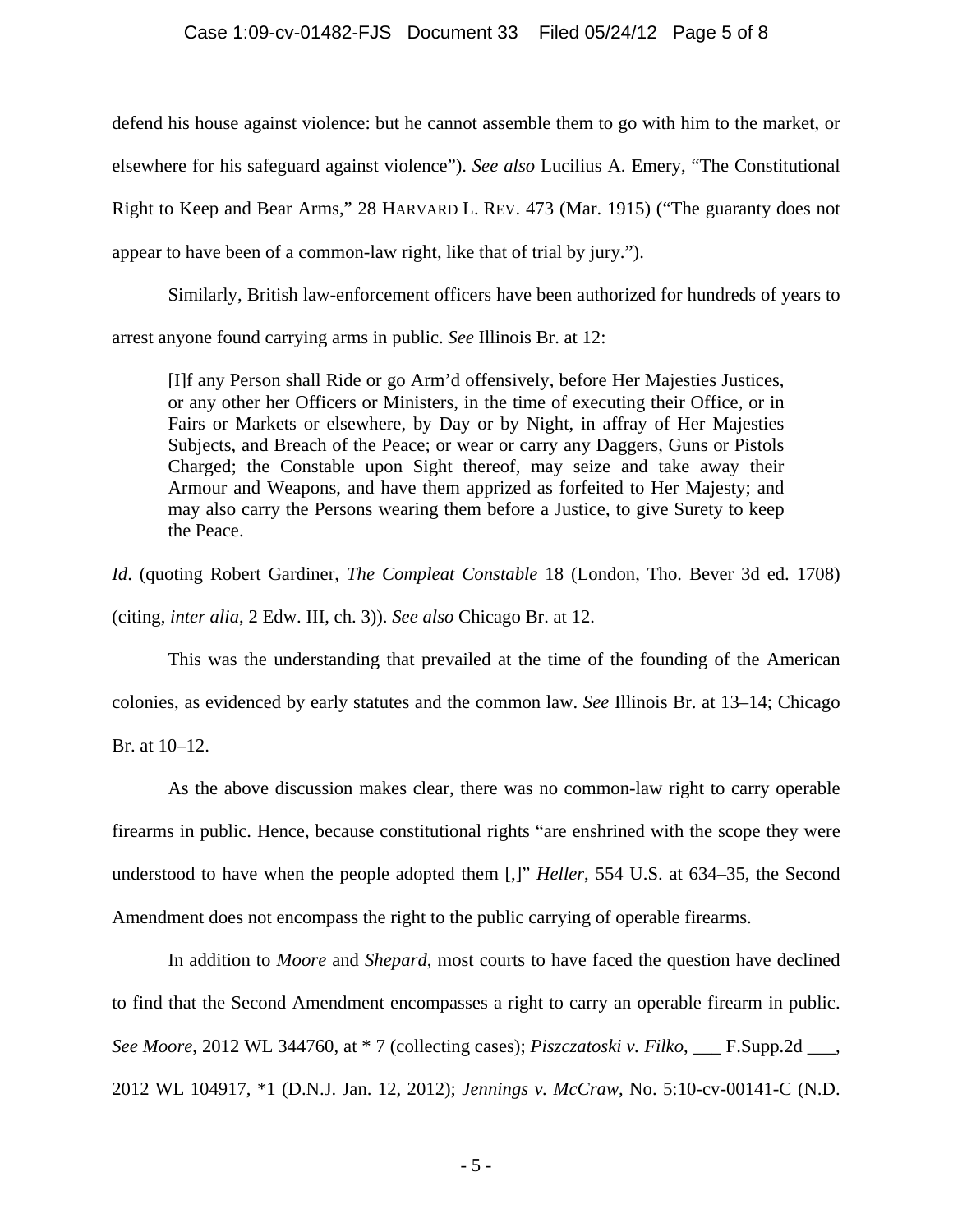defend his house against violence: but he cannot assemble them to go with him to the market, or elsewhere for his safeguard against violence"). *See also* Lucilius A. Emery, "The Constitutional Right to Keep and Bear Arms," 28 HARVARD L. REV. 473 (Mar. 1915) ("The guaranty does not appear to have been of a common-law right, like that of trial by jury.").

Similarly, British law-enforcement officers have been authorized for hundreds of years to arrest anyone found carrying arms in public. *See* Illinois Br. at 12:

> [I]f any Person shall Ride or go Arm'd offensively, before Her Majesties Justices, or any other her Officers or Ministers, in the time of executing their Office, or in Fairs or Markets or elsewhere, by Day or by Night, in affray of Her Majesties Subjects, and Breach of the Peace; or wear or carry any Daggers, Guns or Pistols Charged; the Constable upon Sight thereof, may seize and take away their Armour and Weapons, and have them apprized as forfeited to Her Majesty; and may also carry the Persons wearing them before a Justice, to give Surety to keep the Peace.

*Id*. (quoting Robert Gardiner, *The Compleat Constable* 18 (London, Tho. Bever 3d ed. 1708) (citing, *inter alia*, 2 Edw. III, ch. 3)). *See also* Chicago Br. at 12.

This was the understanding that prevailed at the time of the founding of the American colonies, as evidenced by early statutes and the common law. *See* Illinois Br. at 13–14; Chicago Br. at 10–12.

As the above discussion makes clear, there was no common-law right to carry operable firearms in public. Hence, because constitutional rights "are enshrined with the scope they were understood to have when the people adopted them [,]" *Heller*, 554 U.S. at 634–35, the Second Amendment does not encompass the right to the public carrying of operable firearms.

In addition to *Moore* and *Shepard*, most courts to have faced the question have declined to find that the Second Amendment encompasses a right to carry an operable firearm in public. *See Moore*, 2012 WL 344760, at * 7 (collecting cases); *Piszczatoski v. Filko*, ___ F.Supp.2d ___, 2012 WL 104917, *1 (D.N.J. Jan. 12, 2012); *Jennings v. McCraw*, No. 5:10-cv-00141-C (N.D.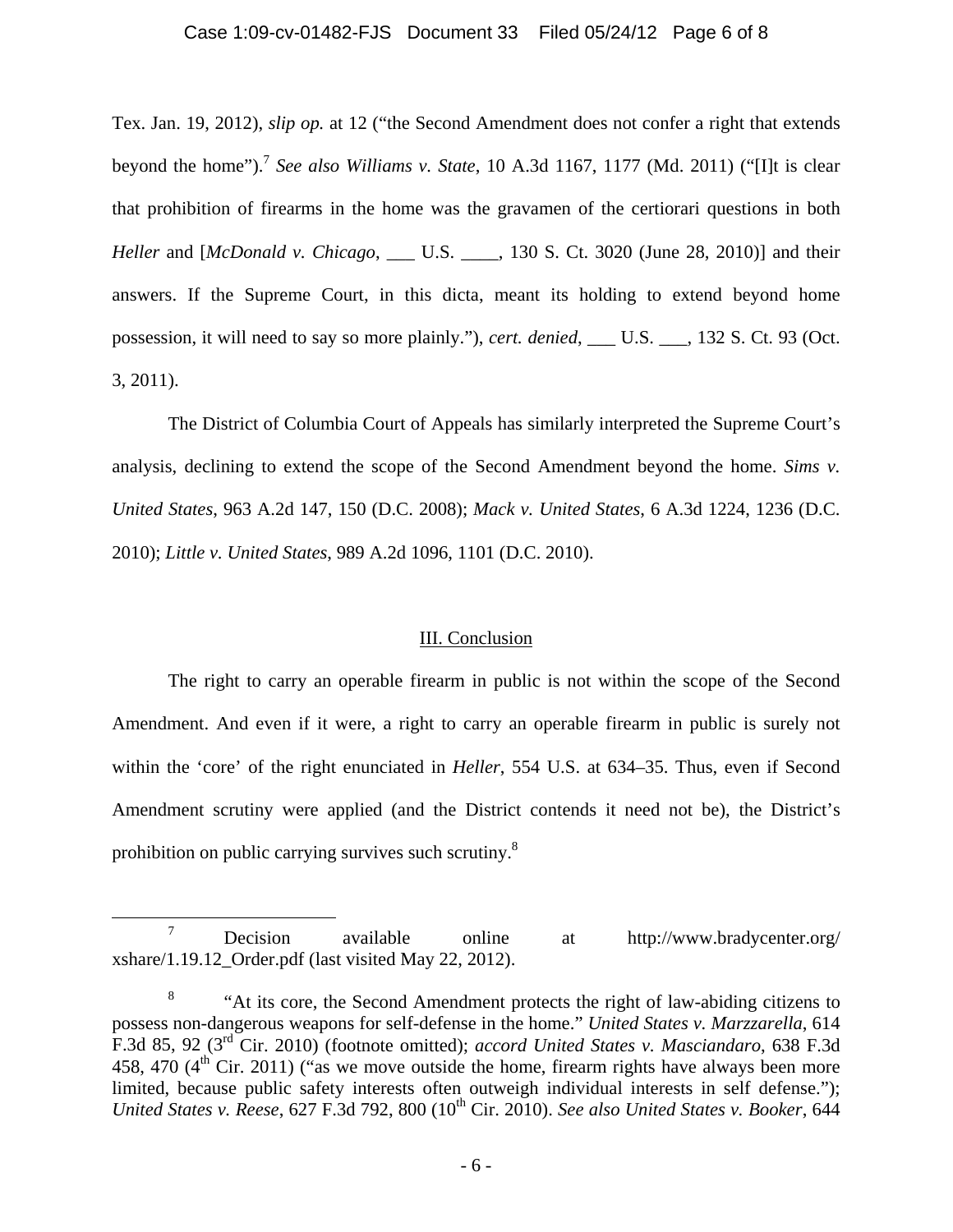Tex. Jan. 19, 2012), *slip op.* at 12 ("the Second Amendment does not confer a right that extends beyond the home").[7] *See also Williams v. State*, 10 A.3d 1167, 1177 (Md. 2011) ("[I]t is clear that prohibition of firearms in the home was the gravamen of the certiorari questions in both *Heller* and [*McDonald v. Chicago*, ___ U.S. ____, 130 S. Ct. 3020 (June 28, 2010)] and their answers. If the Supreme Court, in this dicta, meant its holding to extend beyond home possession, it will need to say so more plainly."), *cert. denied*, ___ U.S. ___, 132 S. Ct. 93 (Oct. 3, 2011).

The District of Columbia Court of Appeals has similarly interpreted the Supreme Court's analysis, declining to extend the scope of the Second Amendment beyond the home. *Sims v. United States*, 963 A.2d 147, 150 (D.C. 2008); *Mack v. United States*, 6 A.3d 1224, 1236 (D.C. 2010); *Little v. United States*, 989 A.2d 1096, 1101 (D.C. 2010).

## III. Conclusion

The right to carry an operable firearm in public is not within the scope of the Second Amendment. And even if it were, a right to carry an operable firearm in public is surely not within the 'core' of the right enunciated in *Heller*, 554 U.S. at 634–35. Thus, even if Second Amendment scrutiny were applied (and the District contends it need not be), the District's prohibition on public carrying survives such scrutiny.[8]

---

[7] Decision available online at http://www.bradycenter.org/xshare/1.19.12_Order.pdf (last visited May 22, 2012).

[8] "At its core, the Second Amendment protects the right of law-abiding citizens to possess non-dangerous weapons for self-defense in the home." *United States v. Marzzarella*, 614 F.3d 85, 92 (3rd Cir. 2010) (footnote omitted); *accord United States v. Masciandaro*, 638 F.3d 458, 470 (4th Cir. 2011) ("as we move outside the home, firearm rights have always been more limited, because public safety interests often outweigh individual interests in self defense."); *United States v. Reese*, 627 F.3d 792, 800 (10th Cir. 2010). *See also United States v. Booker*, 644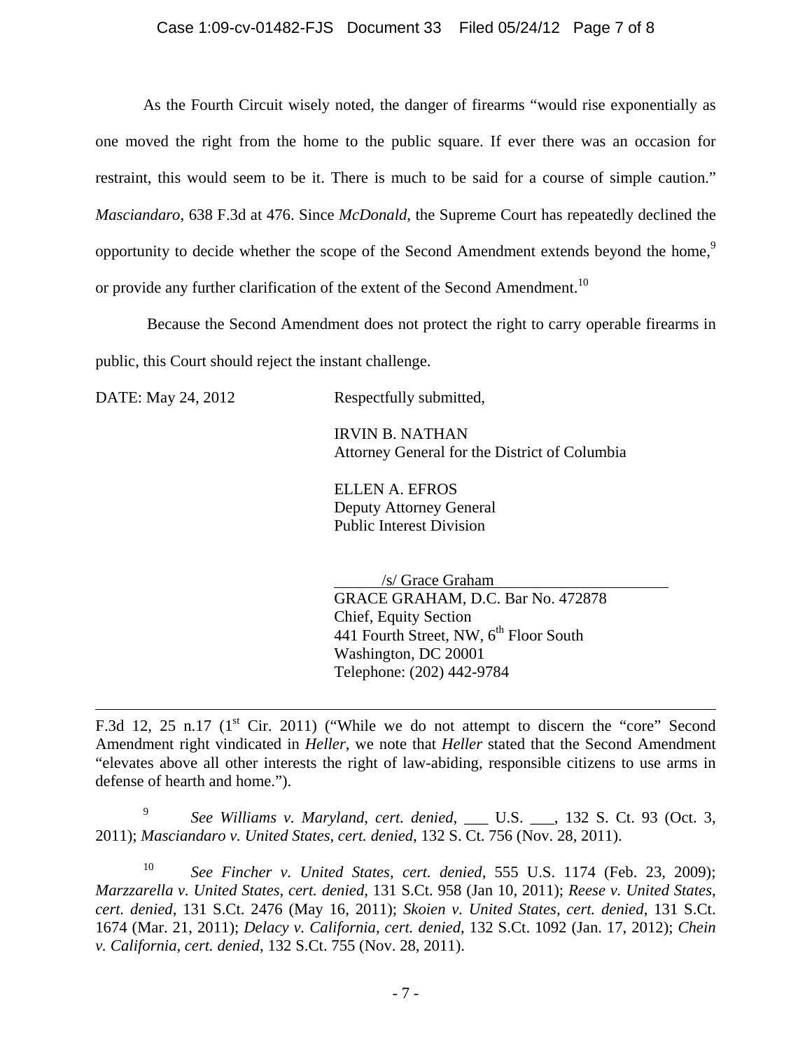As the Fourth Circuit wisely noted, the danger of firearms "would rise exponentially as one moved the right from the home to the public square. If ever there was an occasion for restraint, this would seem to be it. There is much to be said for a course of simple caution." *Masciandaro*, 638 F.3d at 476. Since *McDonald*, the Supreme Court has repeatedly declined the opportunity to decide whether the scope of the Second Amendment extends beyond the home,[9] or provide any further clarification of the extent of the Second Amendment.[10]

Because the Second Amendment does not protect the right to carry operable firearms in public, this Court should reject the instant challenge.

DATE: May 24, 2012

Respectfully submitted,

IRVIN B. NATHAN
Attorney General for the District of Columbia

ELLEN A. EFROS
Deputy Attorney General
Public Interest Division

/s/ Grace Graham
GRACE GRAHAM, D.C. Bar No. 472878
Chief, Equity Section
441 Fourth Street, NW, 6th Floor South
Washington, DC 20001
Telephone: (202) 442-9784

---

F.3d 12, 25 n.17 (1st Cir. 2011) ("While we do not attempt to discern the "core" Second Amendment right vindicated in *Heller*, we note that *Heller* stated that the Second Amendment "elevates above all other interests the right of law-abiding, responsible citizens to use arms in defense of hearth and home.").

[9] *See Williams v. Maryland*, *cert. denied*, ___ U.S. ___, 132 S. Ct. 93 (Oct. 3, 2011); *Masciandaro v. United States*, *cert. denied*, 132 S. Ct. 756 (Nov. 28, 2011).

[10] *See Fincher v. United States*, *cert. denied*, 555 U.S. 1174 (Feb. 23, 2009); *Marzzarella v. United States*, *cert. denied*, 131 S.Ct. 958 (Jan 10, 2011); *Reese v. United States*, *cert. denied*, 131 S.Ct. 2476 (May 16, 2011); *Skoien v. United States*, *cert. denied*, 131 S.Ct. 1674 (Mar. 21, 2011); *Delacy v. California*, *cert. denied*, 132 S.Ct. 1092 (Jan. 17, 2012); *Chein v. California*, *cert. denied*, 132 S.Ct. 755 (Nov. 28, 2011).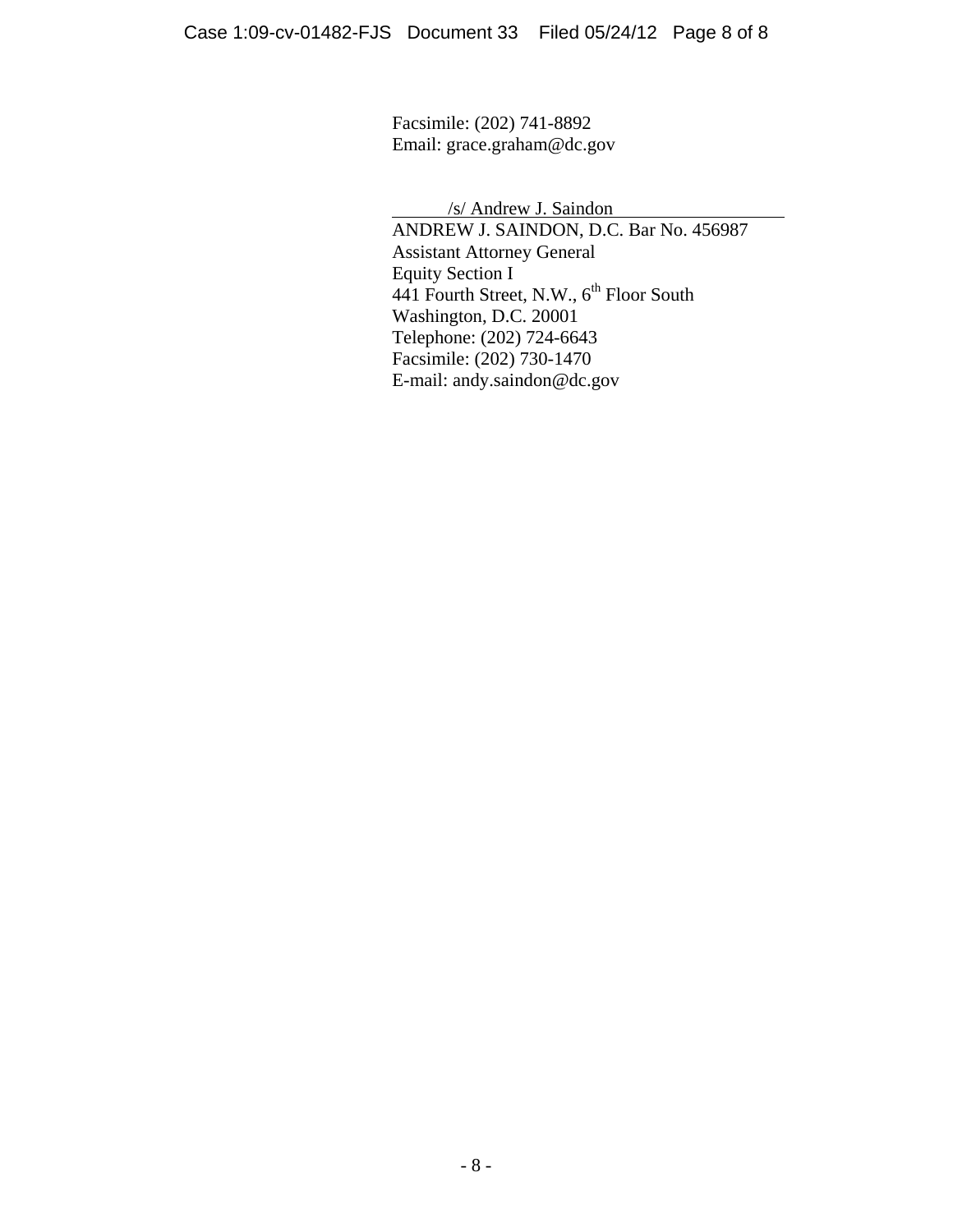Facsimile: (202) 741-8892
Email: grace.graham@dc.gov

/s/ Andrew J. Saindon
ANDREW J. SAINDON, D.C. Bar No. 456987
Assistant Attorney General
Equity Section I
441 Fourth Street, N.W., 6th Floor South
Washington, D.C. 20001
Telephone: (202) 724-6643
Facsimile: (202) 730-1470
E-mail: andy.saindon@dc.gov